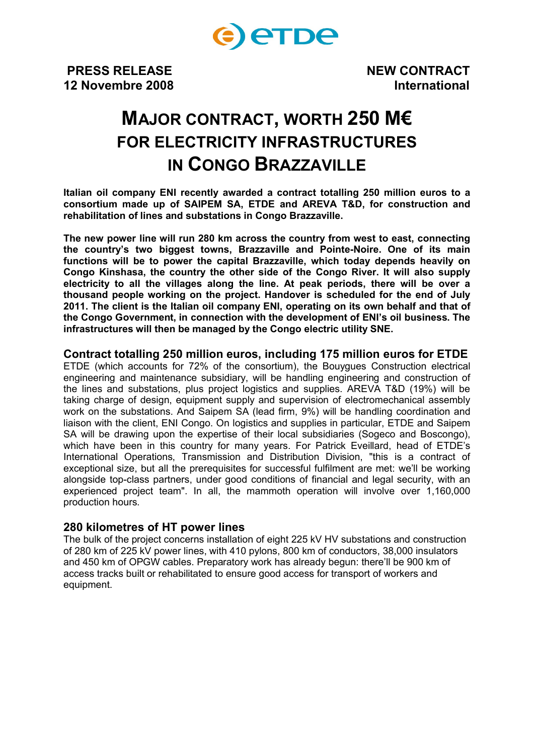**PRESS RELEASE**
**12 Novembre 2008**

**NEW CONTRACT**
**International**

# MAJOR CONTRACT, WORTH 250 M€ FOR ELECTRICITY INFRASTRUCTURES IN CONGO BRAZZAVILLE

**Italian oil company ENI recently awarded a contract totalling 250 million euros to a consortium made up of SAIPEM SA, ETDE and AREVA T&D, for construction and rehabilitation of lines and substations in Congo Brazzaville.**

**The new power line will run 280 km across the country from west to east, connecting the country's two biggest towns, Brazzaville and Pointe-Noire. One of its main functions will be to power the capital Brazzaville, which today depends heavily on Congo Kinshasa, the country the other side of the Congo River. It will also supply electricity to all the villages along the line. At peak periods, there will be over a thousand people working on the project. Handover is scheduled for the end of July 2011. The client is the Italian oil company ENI, operating on its own behalf and that of the Congo Government, in connection with the development of ENI's oil business. The infrastructures will then be managed by the Congo electric utility SNE.**

## Contract totalling 250 million euros, including 175 million euros for ETDE

ETDE (which accounts for 72% of the consortium), the Bouygues Construction electrical engineering and maintenance subsidiary, will be handling engineering and construction of the lines and substations, plus project logistics and supplies. AREVA T&D (19%) will be taking charge of design, equipment supply and supervision of electromechanical assembly work on the substations. And Saipem SA (lead firm, 9%) will be handling coordination and liaison with the client, ENI Congo. On logistics and supplies in particular, ETDE and Saipem SA will be drawing upon the expertise of their local subsidiaries (Sogeco and Boscongo), which have been in this country for many years. For Patrick Eveillard, head of ETDE's International Operations, Transmission and Distribution Division, "this is a contract of exceptional size, but all the prerequisites for successful fulfilment are met: we'll be working alongside top-class partners, under good conditions of financial and legal security, with an experienced project team". In all, the mammoth operation will involve over 1,160,000 production hours.

## 280 kilometres of HT power lines

The bulk of the project concerns installation of eight 225 kV HV substations and construction of 280 km of 225 kV power lines, with 410 pylons, 800 km of conductors, 38,000 insulators and 450 km of OPGW cables. Preparatory work has already begun: there'll be 900 km of access tracks built or rehabilitated to ensure good access for transport of workers and equipment.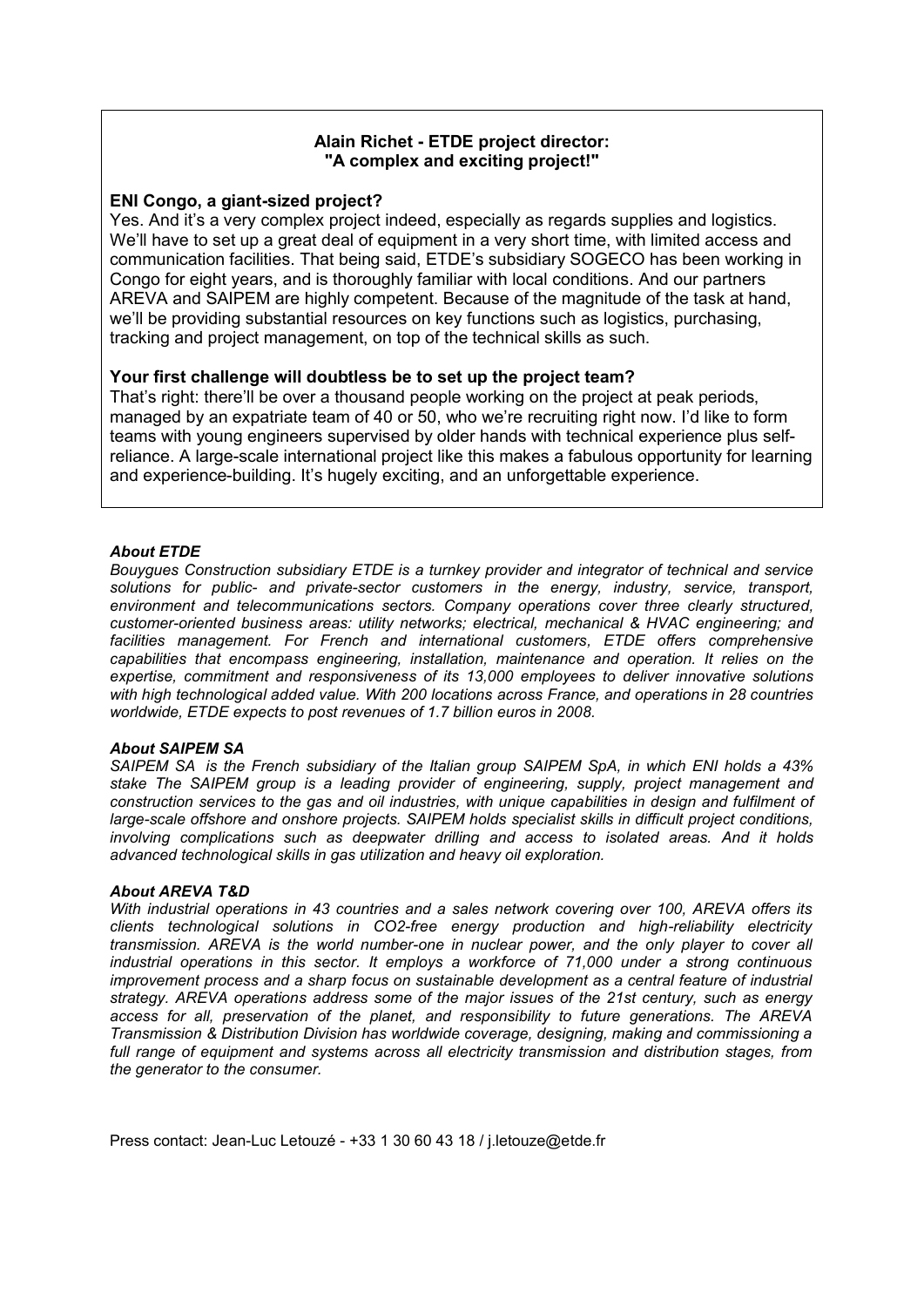**Alain Richet - ETDE project director: "A complex and exciting project!"**

**ENI Congo, a giant-sized project?**

Yes. And it's a very complex project indeed, especially as regards supplies and logistics. We'll have to set up a great deal of equipment in a very short time, with limited access and communication facilities. That being said, ETDE's subsidiary SOGECO has been working in Congo for eight years, and is thoroughly familiar with local conditions. And our partners AREVA and SAIPEM are highly competent. Because of the magnitude of the task at hand, we'll be providing substantial resources on key functions such as logistics, purchasing, tracking and project management, on top of the technical skills as such.

**Your first challenge will doubtless be to set up the project team?**

That's right: there'll be over a thousand people working on the project at peak periods, managed by an expatriate team of 40 or 50, who we're recruiting right now. I'd like to form teams with young engineers supervised by older hands with technical experience plus self-reliance. A large-scale international project like this makes a fabulous opportunity for learning and experience-building. It's hugely exciting, and an unforgettable experience.

***About ETDE***

*Bouygues Construction subsidiary ETDE is a turnkey provider and integrator of technical and service solutions for public- and private-sector customers in the energy, industry, service, transport, environment and telecommunications sectors. Company operations cover three clearly structured, customer-oriented business areas: utility networks; electrical, mechanical & HVAC engineering; and facilities management. For French and international customers, ETDE offers comprehensive capabilities that encompass engineering, installation, maintenance and operation. It relies on the expertise, commitment and responsiveness of its 13,000 employees to deliver innovative solutions with high technological added value. With 200 locations across France, and operations in 28 countries worldwide, ETDE expects to post revenues of 1.7 billion euros in 2008.*

***About SAIPEM SA***

*SAIPEM SA is the French subsidiary of the Italian group SAIPEM SpA, in which ENI holds a 43% stake The SAIPEM group is a leading provider of engineering, supply, project management and construction services to the gas and oil industries, with unique capabilities in design and fulfilment of large-scale offshore and onshore projects. SAIPEM holds specialist skills in difficult project conditions, involving complications such as deepwater drilling and access to isolated areas. And it holds advanced technological skills in gas utilization and heavy oil exploration.*

***About AREVA T&D***

*With industrial operations in 43 countries and a sales network covering over 100, AREVA offers its clients technological solutions in CO2-free energy production and high-reliability electricity transmission. AREVA is the world number-one in nuclear power, and the only player to cover all industrial operations in this sector. It employs a workforce of 71,000 under a strong continuous improvement process and a sharp focus on sustainable development as a central feature of industrial strategy. AREVA operations address some of the major issues of the 21st century, such as energy access for all, preservation of the planet, and responsibility to future generations. The AREVA Transmission & Distribution Division has worldwide coverage, designing, making and commissioning a full range of equipment and systems across all electricity transmission and distribution stages, from the generator to the consumer.*

Press contact: Jean-Luc Letouzé - +33 1 30 60 43 18 / j.letouze@etde.fr